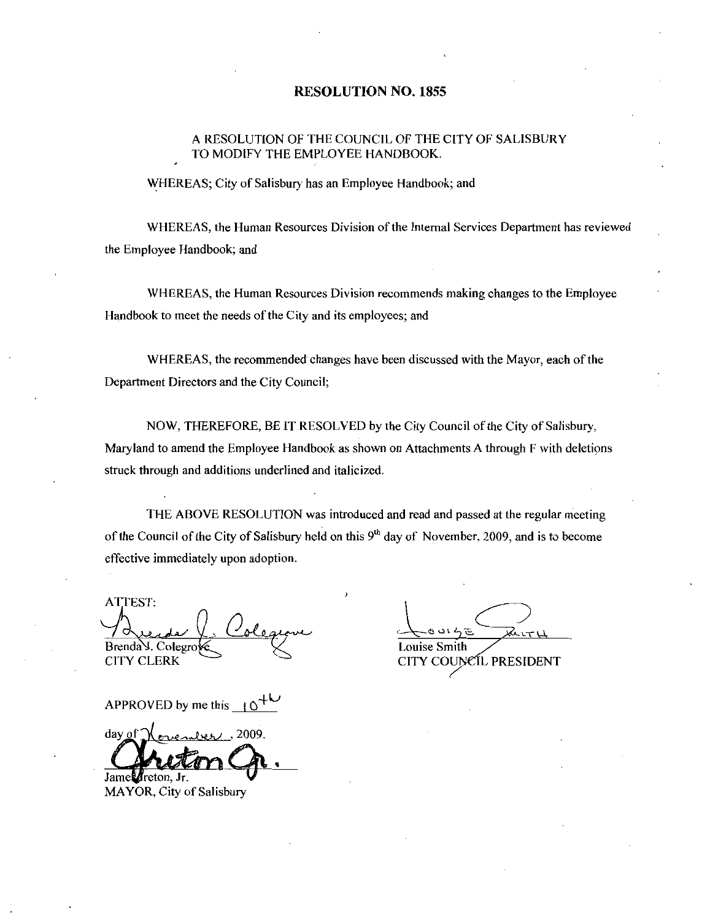# RESOLUTION NO. 1855

A RESOLUTION OF THE COUNCIL OF THE CITY OF SALISBURY TO MODIFY THE EMPLOYEE HANDBOOK.

WHEREAS; City of Salisbury has an Employee Handbook; and

WHEREAS, the Human Resources Division of the Internal Services Department has reviewed the Employee Handbook; and

WHEREAS, the Human Resources Division recommends making changes to the Employee Handbook to meet the needs of the City and its employees; and

WHEREAS, the recommended changes have been discussed with the Mayor, each of the Department Directors and the City Council;

NOW, THEREFORE, BE IT RESOLVED by the City Council of the City of Salisbury, Maryland to amend the Employee Handbook as shown on Attachments A through F with deletions struck through and additions underlined and italicized.

THE ABOVE RESOLUTION was introduced and read and passed at the regular meeting of the Council of the City of Salisbury held on this 9th day of November, 2009, and is to become effective immediately upon adoption.

ATTEST:

Brenda J. Colegrove
CITY CLERK

Louise Smith
CITY COUNCIL PRESIDENT

APPROVED by me this 10th day of November, 2009.

James Ireton, Jr.
MAYOR, City of Salisbury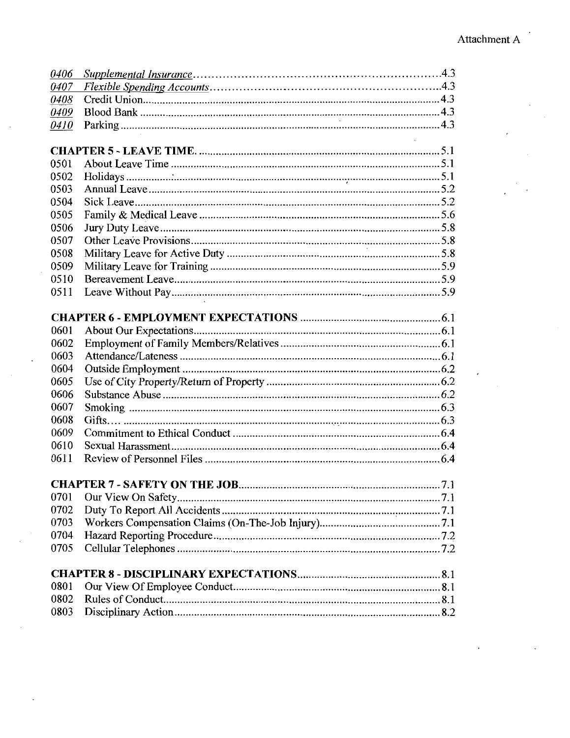Attachment A

| | | |
|---|---|---|
| *0406* | *Supplemental Insurance* | 4.3 |
| *0407* | *Flexible Spending Accounts* | 4.3 |
| *0408* | Credit Union | 4.3 |
| *0409* | Blood Bank | 4.3 |
| *0410* | Parking | 4.3 |
| **CHAPTER 5 - LEAVE TIME** | | 5.1 |
| 0501 | About Leave Time | 5.1 |
| 0502 | Holidays | 5.1 |
| 0503 | Annual Leave | 5.2 |
| 0504 | Sick Leave | 5.2 |
| 0505 | Family & Medical Leave | 5.6 |
| 0506 | Jury Duty Leave | 5.8 |
| 0507 | Other Leave Provisions | 5.8 |
| 0508 | Military Leave for Active Duty | 5.8 |
| 0509 | Military Leave for Training | 5.9 |
| 0510 | Bereavement Leave | 5.9 |
| 0511 | Leave Without Pay | 5.9 |
| **CHAPTER 6 - EMPLOYMENT EXPECTATIONS** | | 6.1 |
| 0601 | About Our Expectations | 6.1 |
| 0602 | Employment of Family Members/Relatives | 6.1 |
| 0603 | Attendance/Lateness | 6.1 |
| 0604 | Outside Employment | 6.2 |
| 0605 | Use of City Property/Return of Property | 6.2 |
| 0606 | Substance Abuse | 6.2 |
| 0607 | Smoking | 6.3 |
| 0608 | Gifts… | 6.3 |
| 0609 | Commitment to Ethical Conduct | 6.4 |
| 0610 | Sexual Harassment | 6.4 |
| 0611 | Review of Personnel Files | 6.4 |
| **CHAPTER 7 - SAFETY ON THE JOB** | | 7.1 |
| 0701 | Our View On Safety | 7.1 |
| 0702 | Duty To Report All Accidents | 7.1 |
| 0703 | Workers Compensation Claims (On-The-Job Injury) | 7.1 |
| 0704 | Hazard Reporting Procedure | 7.2 |
| 0705 | Cellular Telephones | 7.2 |
| **CHAPTER 8 - DISCIPLINARY EXPECTATIONS** | | 8.1 |
| 0801 | Our View Of Employee Conduct | 8.1 |
| 0802 | Rules of Conduct | 8.1 |
| 0803 | Disciplinary Action | 8.2 |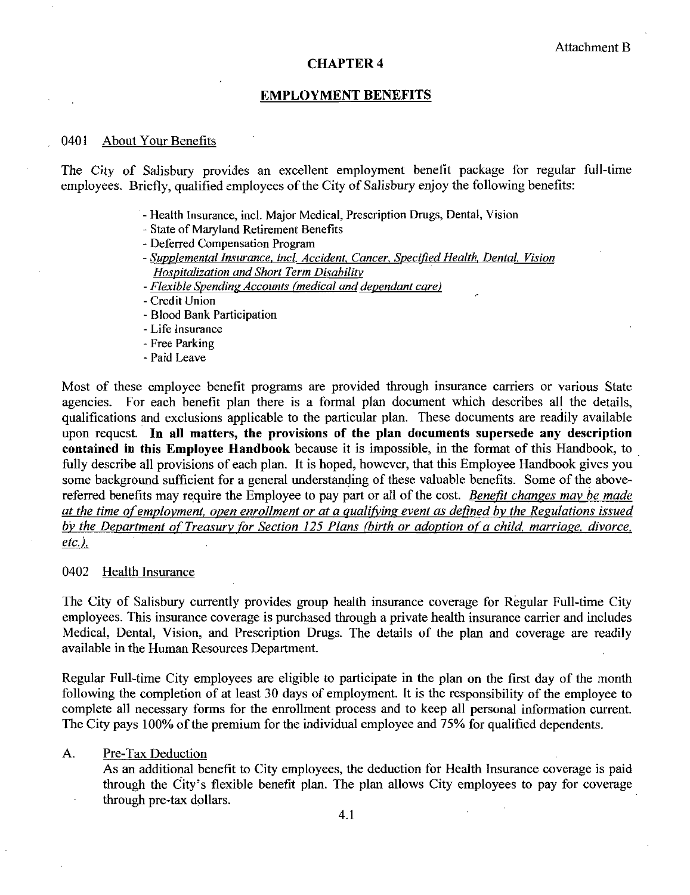Attachment B

# CHAPTER 4

## EMPLOYMENT BENEFITS

### 0401 About Your Benefits

The City of Salisbury provides an excellent employment benefit package for regular full-time employees. Briefly, qualified employees of the City of Salisbury enjoy the following benefits:

- Health Insurance, incl. Major Medical, Prescription Drugs, Dental, Vision
- State of Maryland Retirement Benefits
- Deferred Compensation Program
- <u>*Supplemental Insurance, incl. Accident, Cancer, Specified Health, Dental, Vision Hospitalization and Short Term Disability*</u>
- <u>*Flexible Spending Accounts (medical and dependant care)*</u>
- Credit Union
- Blood Bank Participation
- Life Insurance
- Free Parking
- Paid Leave

Most of these employee benefit programs are provided through insurance carriers or various State agencies. For each benefit plan there is a formal plan document which describes all the details, qualifications and exclusions applicable to the particular plan. These documents are readily available upon request. **In all matters, the provisions of the plan documents supersede any description contained in this Employee Handbook** because it is impossible, in the format of this Handbook, to fully describe all provisions of each plan. It is hoped, however, that this Employee Handbook gives you some background sufficient for a general understanding of these valuable benefits. Some of the above-referred benefits may require the Employee to pay part or all of the cost. <u>*Benefit changes may be made at the time of employment, open enrollment or at a qualifying event as defined by the Regulations issued by the Department of Treasury for Section 125 Plans (birth or adoption of a child, marriage, divorce, etc.).*</u>

### 0402 Health Insurance

The City of Salisbury currently provides group health insurance coverage for Regular Full-time City employees. This insurance coverage is purchased through a private health insurance carrier and includes Medical, Dental, Vision, and Prescription Drugs. The details of the plan and coverage are readily available in the Human Resources Department.

Regular Full-time City employees are eligible to participate in the plan on the first day of the month following the completion of at least 30 days of employment. It is the responsibility of the employee to complete all necessary forms for the enrollment process and to keep all personal information current. The City pays 100% of the premium for the individual employee and 75% for qualified dependents.

A. Pre-Tax Deduction

As an additional benefit to City employees, the deduction for Health Insurance coverage is paid through the City's flexible benefit plan. The plan allows City employees to pay for coverage through pre-tax dollars.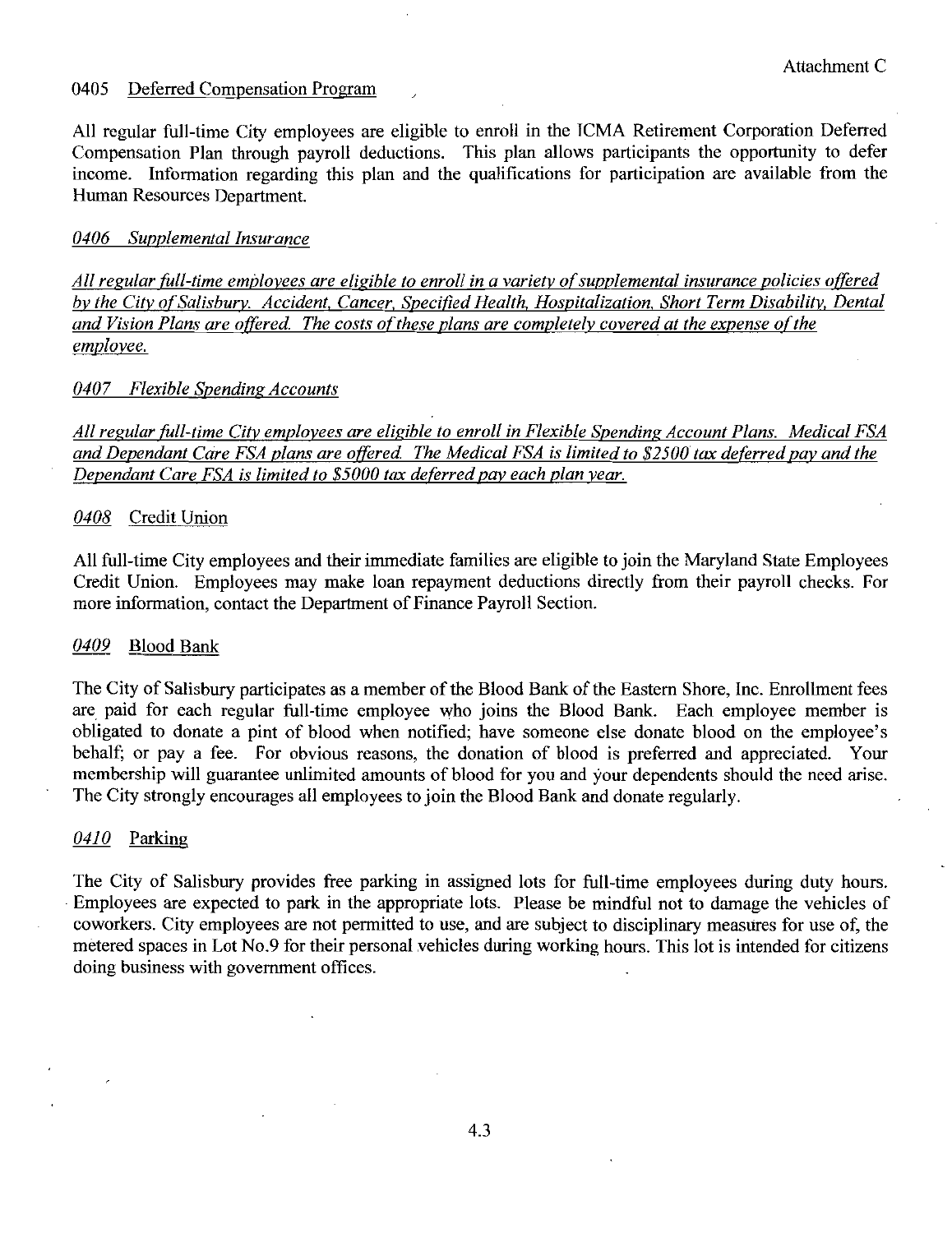Attachment C

## 0405 Deferred Compensation Program

All regular full-time City employees are eligible to enroll in the ICMA Retirement Corporation Deferred Compensation Plan through payroll deductions. This plan allows participants the opportunity to defer income. Information regarding this plan and the qualifications for participation are available from the Human Resources Department.

## *0406 Supplemental Insurance*

*All regular full-time employees are eligible to enroll in a variety of supplemental insurance policies offered by the City of Salisbury. Accident, Cancer, Specified Health, Hospitalization, Short Term Disability, Dental and Vision Plans are offered. The costs of these plans are completely covered at the expense of the employee.*

## *0407 Flexible Spending Accounts*

*All regular full-time City employees are eligible to enroll in Flexible Spending Account Plans. Medical FSA and Dependant Care FSA plans are offered. The Medical FSA is limited to $2500 tax deferred pay and the Dependant Care FSA is limited to $5000 tax deferred pay each plan year.*

## *0408* Credit Union

All full-time City employees and their immediate families are eligible to join the Maryland State Employees Credit Union. Employees may make loan repayment deductions directly from their payroll checks. For more information, contact the Department of Finance Payroll Section.

## *0409* Blood Bank

The City of Salisbury participates as a member of the Blood Bank of the Eastern Shore, Inc. Enrollment fees are paid for each regular full-time employee who joins the Blood Bank. Each employee member is obligated to donate a pint of blood when notified; have someone else donate blood on the employee's behalf; or pay a fee. For obvious reasons, the donation of blood is preferred and appreciated. Your membership will guarantee unlimited amounts of blood for you and your dependents should the need arise. The City strongly encourages all employees to join the Blood Bank and donate regularly.

## *0410* Parking

The City of Salisbury provides free parking in assigned lots for full-time employees during duty hours. Employees are expected to park in the appropriate lots. Please be mindful not to damage the vehicles of coworkers. City employees are not permitted to use, and are subject to disciplinary measures for use of, the metered spaces in Lot No.9 for their personal vehicles during working hours. This lot is intended for citizens doing business with government offices.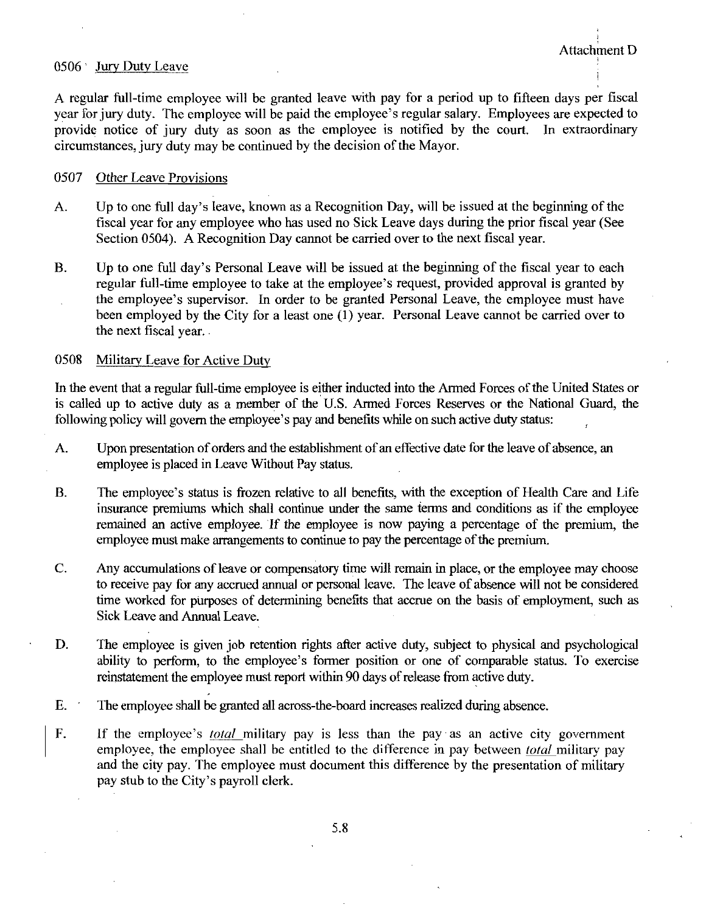Attachment D

## 0506 Jury Duty Leave

A regular full-time employee will be granted leave with pay for a period up to fifteen days per fiscal year for jury duty. The employee will be paid the employee's regular salary. Employees are expected to provide notice of jury duty as soon as the employee is notified by the court. In extraordinary circumstances, jury duty may be continued by the decision of the Mayor.

## 0507 Other Leave Provisions

A. Up to one full day's leave, known as a Recognition Day, will be issued at the beginning of the fiscal year for any employee who has used no Sick Leave days during the prior fiscal year (See Section 0504). A Recognition Day cannot be carried over to the next fiscal year.

B. Up to one full day's Personal Leave will be issued at the beginning of the fiscal year to each regular full-time employee to take at the employee's request, provided approval is granted by the employee's supervisor. In order to be granted Personal Leave, the employee must have been employed by the City for a least one (1) year. Personal Leave cannot be carried over to the next fiscal year.

## 0508 Military Leave for Active Duty

In the event that a regular full-time employee is either inducted into the Armed Forces of the United States or is called up to active duty as a member of the U.S. Armed Forces Reserves or the National Guard, the following policy will govern the employee's pay and benefits while on such active duty status:

A. Upon presentation of orders and the establishment of an effective date for the leave of absence, an employee is placed in Leave Without Pay status.

B. The employee's status is frozen relative to all benefits, with the exception of Health Care and Life insurance premiums which shall continue under the same terms and conditions as if the employee remained an active employee. If the employee is now paying a percentage of the premium, the employee must make arrangements to continue to pay the percentage of the premium.

C. Any accumulations of leave or compensatory time will remain in place, or the employee may choose to receive pay for any accrued annual or personal leave. The leave of absence will not be considered time worked for purposes of determining benefits that accrue on the basis of employment, such as Sick Leave and Annual Leave.

D. The employee is given job retention rights after active duty, subject to physical and psychological ability to perform, to the employee's former position or one of comparable status. To exercise reinstatement the employee must report within 90 days of release from active duty.

E. The employee shall be granted all across-the-board increases realized during absence.

F. If the employee's *total* military pay is less than the pay as an active city government employee, the employee shall be entitled to the difference in pay between *total* military pay and the city pay. The employee must document this difference by the presentation of military pay stub to the City's payroll clerk.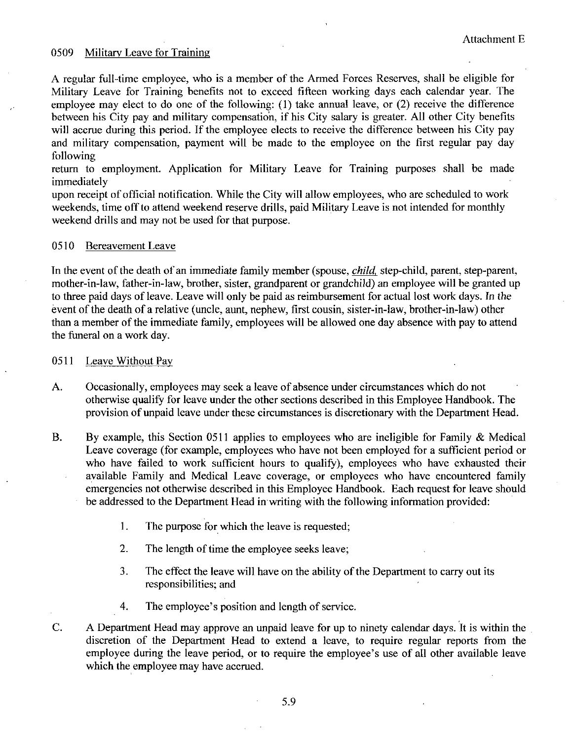Attachment E

## 0509 Military Leave for Training

A regular full-time employee, who is a member of the Armed Forces Reserves, shall be eligible for Military Leave for Training benefits not to exceed fifteen working days each calendar year. The employee may elect to do one of the following: (1) take annual leave, or (2) receive the difference between his City pay and military compensation, if his City salary is greater. All other City benefits will accrue during this period. If the employee elects to receive the difference between his City pay and military compensation, payment will be made to the employee on the first regular pay day following
return to employment. Application for Military Leave for Training purposes shall be made immediately
upon receipt of official notification. While the City will allow employees, who are scheduled to work weekends, time off to attend weekend reserve drills, paid Military Leave is not intended for monthly weekend drills and may not be used for that purpose.

## 0510 Bereavement Leave

In the event of the death of an immediate family member (spouse, *child*, step-child, parent, step-parent, mother-in-law, father-in-law, brother, sister, grandparent or grandchild) an employee will be granted up to three paid days of leave. Leave will only be paid as reimbursement for actual lost work days. In the event of the death of a relative (uncle, aunt, nephew, first cousin, sister-in-law, brother-in-law) other than a member of the immediate family, employees will be allowed one day absence with pay to attend the funeral on a work day.

## 0511 Leave Without Pay

A. Occasionally, employees may seek a leave of absence under circumstances which do not otherwise qualify for leave under the other sections described in this Employee Handbook. The provision of unpaid leave under these circumstances is discretionary with the Department Head.

B. By example, this Section 0511 applies to employees who are ineligible for Family & Medical Leave coverage (for example, employees who have not been employed for a sufficient period or who have failed to work sufficient hours to qualify), employees who have exhausted their available Family and Medical Leave coverage, or employees who have encountered family emergencies not otherwise described in this Employee Handbook. Each request for leave should be addressed to the Department Head in writing with the following information provided:

   1. The purpose for which the leave is requested;

   2. The length of time the employee seeks leave;

   3. The effect the leave will have on the ability of the Department to carry out its responsibilities; and

   4. The employee's position and length of service.

C. A Department Head may approve an unpaid leave for up to ninety calendar days. It is within the discretion of the Department Head to extend a leave, to require regular reports from the employee during the leave period, or to require the employee's use of all other available leave which the employee may have accrued.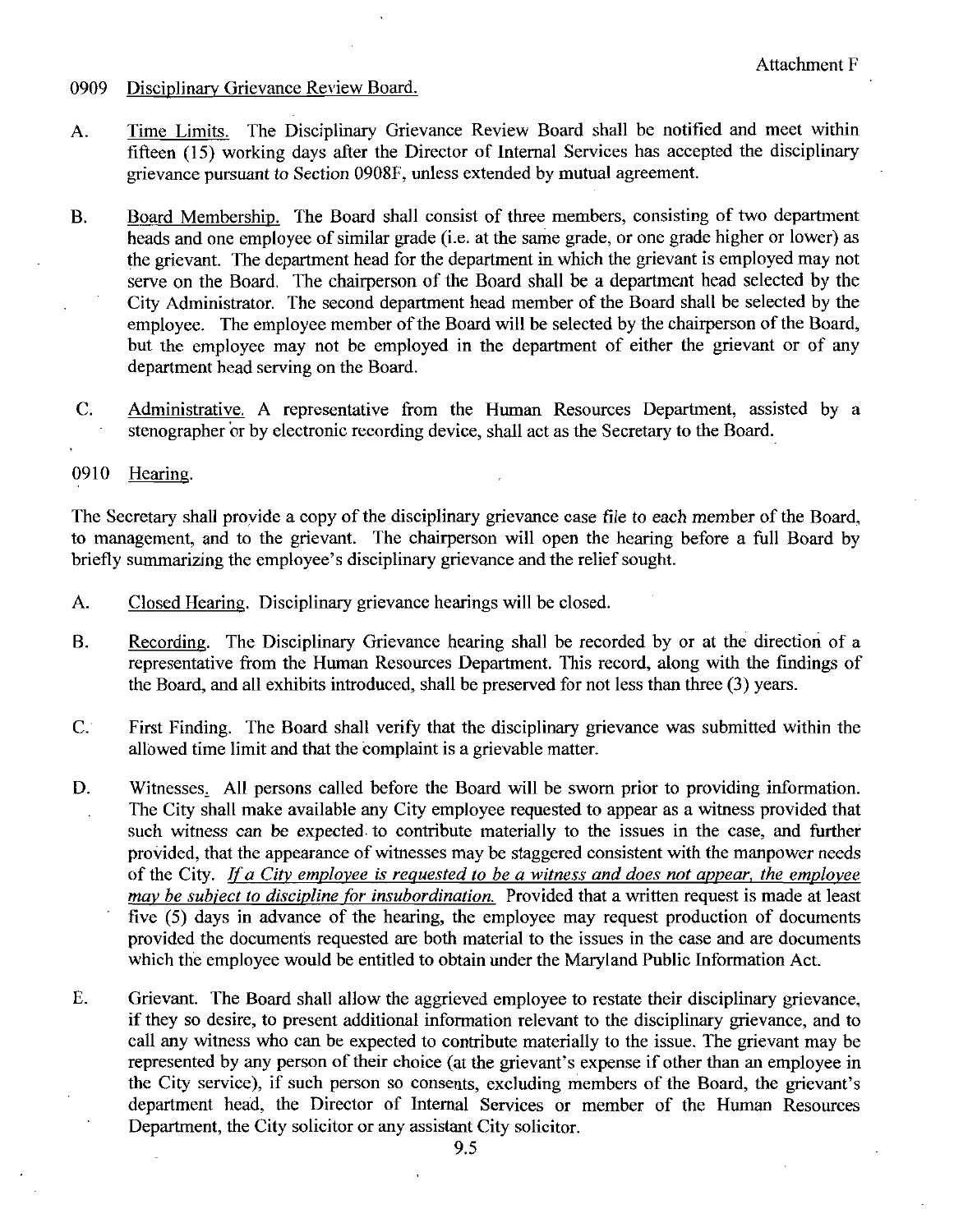Attachment F

## 0909 Disciplinary Grievance Review Board.

A. Time Limits. The Disciplinary Grievance Review Board shall be notified and meet within fifteen (15) working days after the Director of Internal Services has accepted the disciplinary grievance pursuant to Section 0908F, unless extended by mutual agreement.

B. Board Membership. The Board shall consist of three members, consisting of two department heads and one employee of similar grade (i.e. at the same grade, or one grade higher or lower) as the grievant. The department head for the department in which the grievant is employed may not serve on the Board. The chairperson of the Board shall be a department head selected by the City Administrator. The second department head member of the Board shall be selected by the employee. The employee member of the Board will be selected by the chairperson of the Board, but the employee may not be employed in the department of either the grievant or of any department head serving on the Board.

C. Administrative. A representative from the Human Resources Department, assisted by a stenographer or by electronic recording device, shall act as the Secretary to the Board.

## 0910 Hearing.

The Secretary shall provide a copy of the disciplinary grievance case file to each member of the Board, to management, and to the grievant. The chairperson will open the hearing before a full Board by briefly summarizing the employee's disciplinary grievance and the relief sought.

A. Closed Hearing. Disciplinary grievance hearings will be closed.

B. Recording. The Disciplinary Grievance hearing shall be recorded by or at the direction of a representative from the Human Resources Department. This record, along with the findings of the Board, and all exhibits introduced, shall be preserved for not less than three (3) years.

C. First Finding. The Board shall verify that the disciplinary grievance was submitted within the allowed time limit and that the complaint is a grievable matter.

D. Witnesses. All persons called before the Board will be sworn prior to providing information. The City shall make available any City employee requested to appear as a witness provided that such witness can be expected to contribute materially to the issues in the case, and further provided, that the appearance of witnesses may be staggered consistent with the manpower needs of the City. *If a City employee is requested to be a witness and does not appear, the employee may be subject to discipline for insubordination.* Provided that a written request is made at least five (5) days in advance of the hearing, the employee may request production of documents provided the documents requested are both material to the issues in the case and are documents which the employee would be entitled to obtain under the Maryland Public Information Act.

E. Grievant. The Board shall allow the aggrieved employee to restate their disciplinary grievance, if they so desire, to present additional information relevant to the disciplinary grievance, and to call any witness who can be expected to contribute materially to the issue. The grievant may be represented by any person of their choice (at the grievant's expense if other than an employee in the City service), if such person so consents, excluding members of the Board, the grievant's department head, the Director of Internal Services or member of the Human Resources Department, the City solicitor or any assistant City solicitor.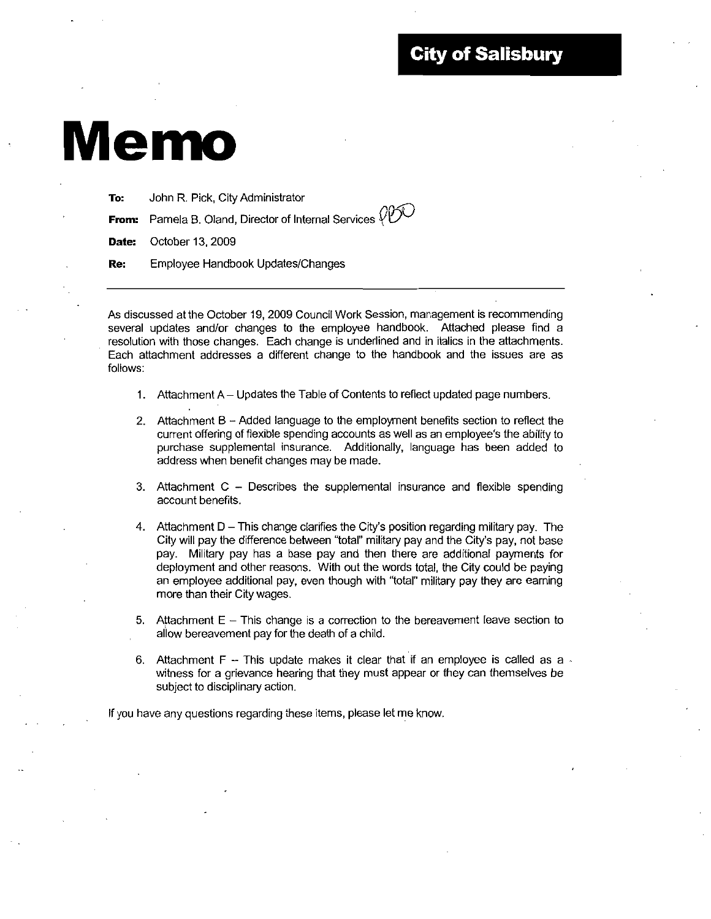**City of Salisbury**

# Memo

**To:** John R. Pick, City Administrator

**From:** Pamela B. Oland, Director of Internal Services PBO

**Date:** October 13, 2009

**Re:** Employee Handbook Updates/Changes

---

As discussed at the October 19, 2009 Council Work Session, management is recommending several updates and/or changes to the employee handbook. Attached please find a resolution with those changes. Each change is underlined and in italics in the attachments. Each attachment addresses a different change to the handbook and the issues are as follows:

1. Attachment A – Updates the Table of Contents to reflect updated page numbers.

2. Attachment B – Added language to the employment benefits section to reflect the current offering of flexible spending accounts as well as an employee's the ability to purchase supplemental insurance. Additionally, language has been added to address when benefit changes may be made.

3. Attachment C – Describes the supplemental insurance and flexible spending account benefits.

4. Attachment D – This change clarifies the City's position regarding military pay. The City will pay the difference between "total" military pay and the City's pay, not base pay. Military pay has a base pay and then there are additional payments for deployment and other reasons. With out the words total, the City could be paying an employee additional pay, even though with "total" military pay they are earning more than their City wages.

5. Attachment E – This change is a correction to the bereavement leave section to allow bereavement pay for the death of a child.

6. Attachment F – This update makes it clear that if an employee is called as a witness for a grievance hearing that they must appear or they can themselves be subject to disciplinary action.

If you have any questions regarding these items, please let me know.